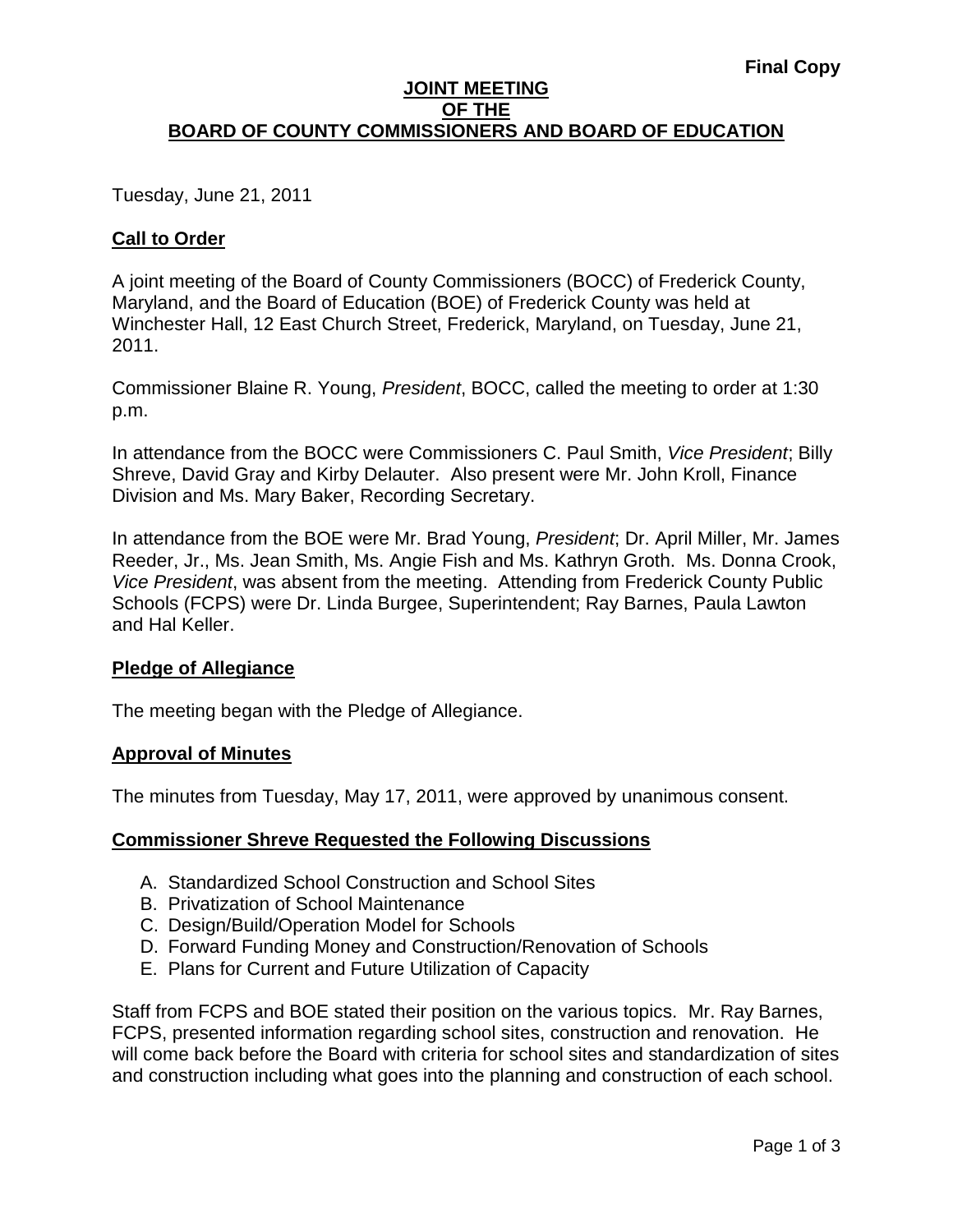**Final Copy**

# JOINT MEETING OF THE BOARD OF COUNTY COMMISSIONERS AND BOARD OF EDUCATION

Tuesday, June 21, 2011

## Call to Order

A joint meeting of the Board of County Commissioners (BOCC) of Frederick County, Maryland, and the Board of Education (BOE) of Frederick County was held at Winchester Hall, 12 East Church Street, Frederick, Maryland, on Tuesday, June 21, 2011.

Commissioner Blaine R. Young, *President*, BOCC, called the meeting to order at 1:30 p.m.

In attendance from the BOCC were Commissioners C. Paul Smith, *Vice President*; Billy Shreve, David Gray and Kirby Delauter. Also present were Mr. John Kroll, Finance Division and Ms. Mary Baker, Recording Secretary.

In attendance from the BOE were Mr. Brad Young, *President*; Dr. April Miller, Mr. James Reeder, Jr., Ms. Jean Smith, Ms. Angie Fish and Ms. Kathryn Groth. Ms. Donna Crook, *Vice President*, was absent from the meeting. Attending from Frederick County Public Schools (FCPS) were Dr. Linda Burgee, Superintendent; Ray Barnes, Paula Lawton and Hal Keller.

## Pledge of Allegiance

The meeting began with the Pledge of Allegiance.

## Approval of Minutes

The minutes from Tuesday, May 17, 2011, were approved by unanimous consent.

## Commissioner Shreve Requested the Following Discussions

A. Standardized School Construction and School Sites
B. Privatization of School Maintenance
C. Design/Build/Operation Model for Schools
D. Forward Funding Money and Construction/Renovation of Schools
E. Plans for Current and Future Utilization of Capacity

Staff from FCPS and BOE stated their position on the various topics. Mr. Ray Barnes, FCPS, presented information regarding school sites, construction and renovation. He will come back before the Board with criteria for school sites and standardization of sites and construction including what goes into the planning and construction of each school.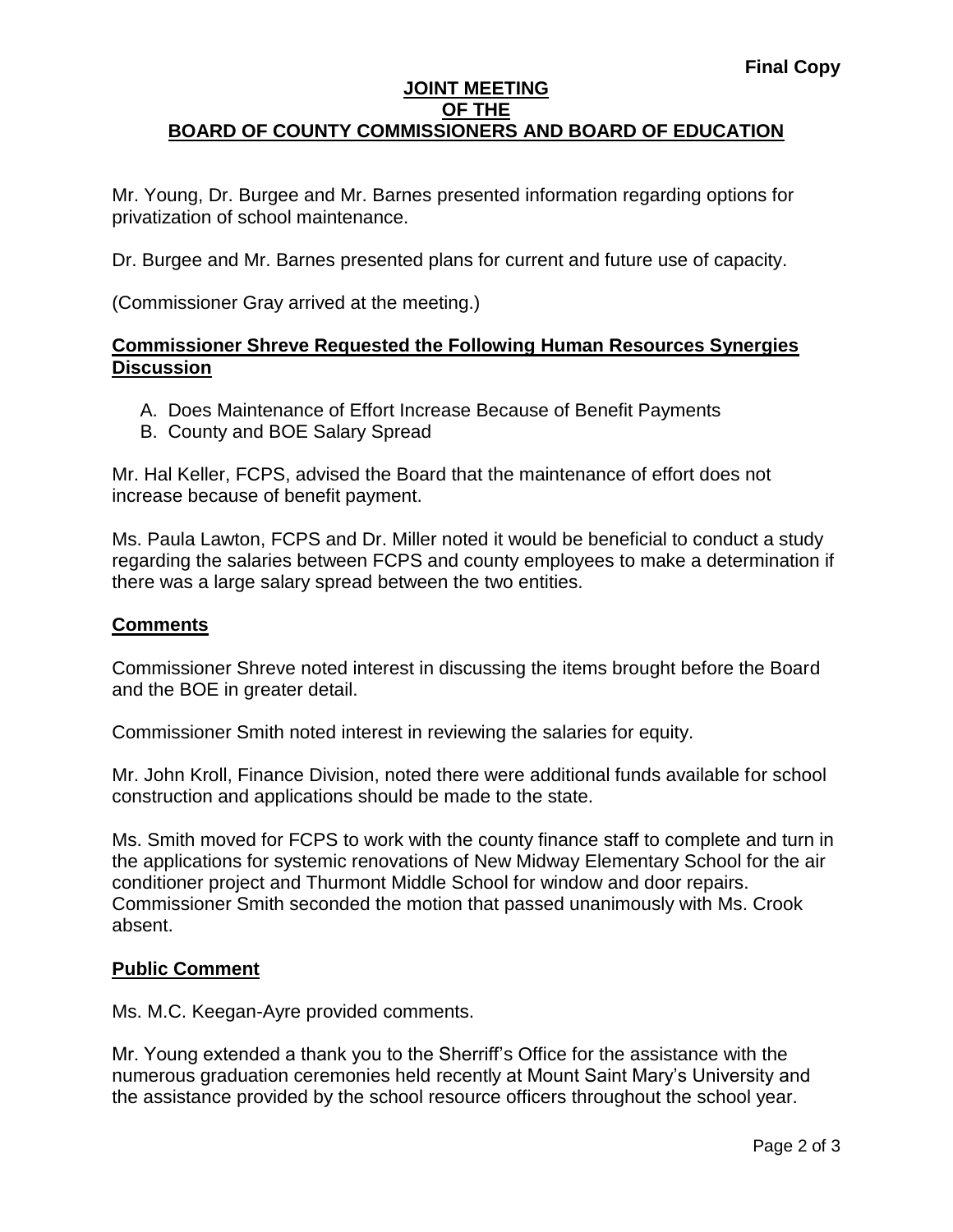**Final Copy**

# JOINT MEETING OF THE BOARD OF COUNTY COMMISSIONERS AND BOARD OF EDUCATION

Mr. Young, Dr. Burgee and Mr. Barnes presented information regarding options for privatization of school maintenance.

Dr. Burgee and Mr. Barnes presented plans for current and future use of capacity.

(Commissioner Gray arrived at the meeting.)

## Commissioner Shreve Requested the Following Human Resources Synergies Discussion

A. Does Maintenance of Effort Increase Because of Benefit Payments
B. County and BOE Salary Spread

Mr. Hal Keller, FCPS, advised the Board that the maintenance of effort does not increase because of benefit payment.

Ms. Paula Lawton, FCPS and Dr. Miller noted it would be beneficial to conduct a study regarding the salaries between FCPS and county employees to make a determination if there was a large salary spread between the two entities.

## Comments

Commissioner Shreve noted interest in discussing the items brought before the Board and the BOE in greater detail.

Commissioner Smith noted interest in reviewing the salaries for equity.

Mr. John Kroll, Finance Division, noted there were additional funds available for school construction and applications should be made to the state.

Ms. Smith moved for FCPS to work with the county finance staff to complete and turn in the applications for systemic renovations of New Midway Elementary School for the air conditioner project and Thurmont Middle School for window and door repairs. Commissioner Smith seconded the motion that passed unanimously with Ms. Crook absent.

## Public Comment

Ms. M.C. Keegan-Ayre provided comments.

Mr. Young extended a thank you to the Sherriff's Office for the assistance with the numerous graduation ceremonies held recently at Mount Saint Mary's University and the assistance provided by the school resource officers throughout the school year.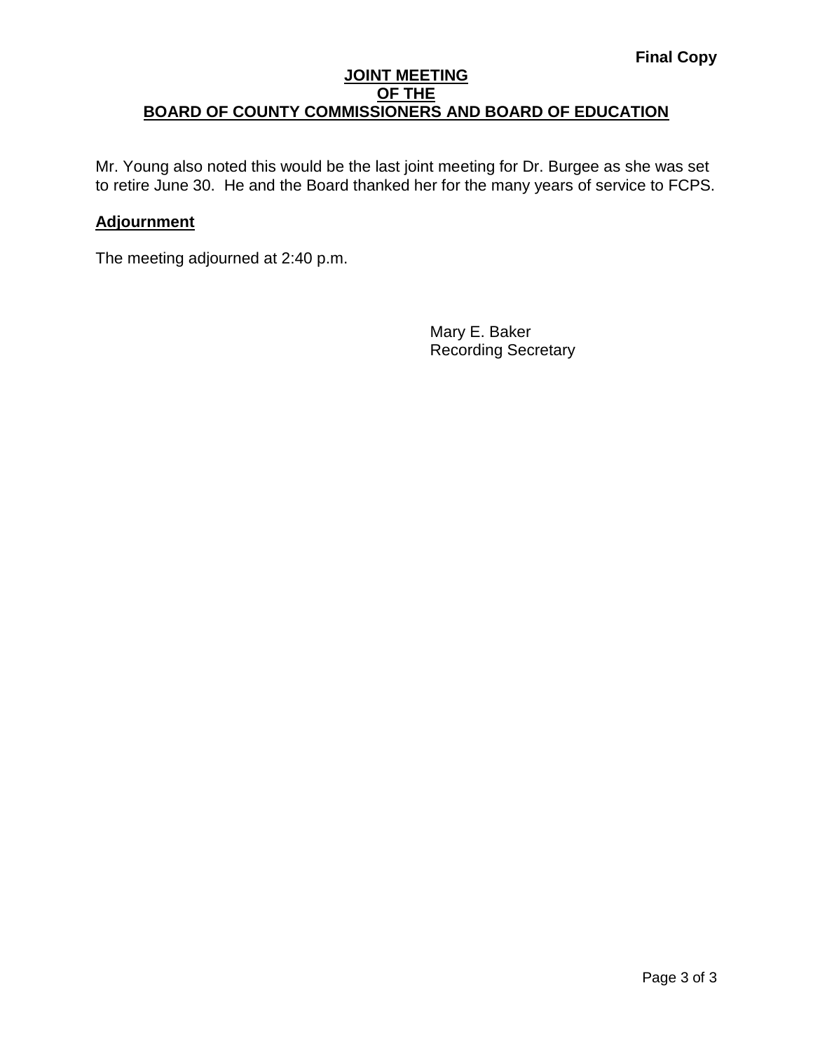Mr. Young also noted this would be the last joint meeting for Dr. Burgee as she was set to retire June 30. He and the Board thanked her for the many years of service to FCPS.

## Adjournment

The meeting adjourned at 2:40 p.m.

Mary E. Baker
Recording Secretary